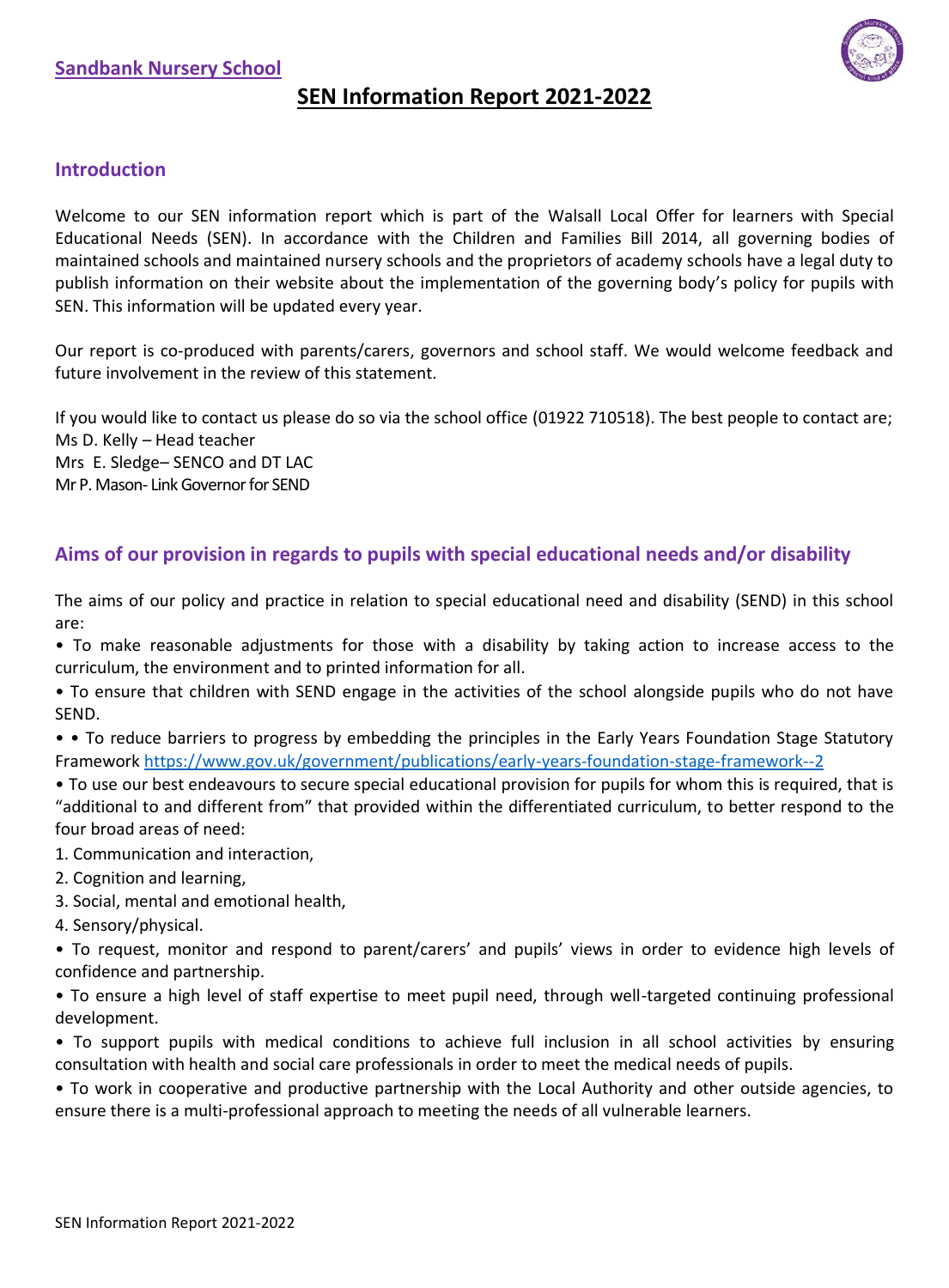**Sandbank Nursery School**

# SEN Information Report 2021-2022

## Introduction

Welcome to our SEN information report which is part of the Walsall Local Offer for learners with Special Educational Needs (SEN). In accordance with the Children and Families Bill 2014, all governing bodies of maintained schools and maintained nursery schools and the proprietors of academy schools have a legal duty to publish information on their website about the implementation of the governing body's policy for pupils with SEN. This information will be updated every year.

Our report is co-produced with parents/carers, governors and school staff. We would welcome feedback and future involvement in the review of this statement.

If you would like to contact us please do so via the school office (01922 710518). The best people to contact are;
Ms D. Kelly – Head teacher
Mrs E. Sledge– SENCO and DT LAC
Mr P. Mason- Link Governor for SEND

## Aims of our provision in regards to pupils with special educational needs and/or disability

The aims of our policy and practice in relation to special educational need and disability (SEND) in this school are:

• To make reasonable adjustments for those with a disability by taking action to increase access to the curriculum, the environment and to printed information for all.

• To ensure that children with SEND engage in the activities of the school alongside pupils who do not have SEND.

• • To reduce barriers to progress by embedding the principles in the Early Years Foundation Stage Statutory Framework https://www.gov.uk/government/publications/early-years-foundation-stage-framework--2

• To use our best endeavours to secure special educational provision for pupils for whom this is required, that is "additional to and different from" that provided within the differentiated curriculum, to better respond to the four broad areas of need:

1. Communication and interaction,
2. Cognition and learning,
3. Social, mental and emotional health,
4. Sensory/physical.

• To request, monitor and respond to parent/carers' and pupils' views in order to evidence high levels of confidence and partnership.

• To ensure a high level of staff expertise to meet pupil need, through well-targeted continuing professional development.

• To support pupils with medical conditions to achieve full inclusion in all school activities by ensuring consultation with health and social care professionals in order to meet the medical needs of pupils.

• To work in cooperative and productive partnership with the Local Authority and other outside agencies, to ensure there is a multi-professional approach to meeting the needs of all vulnerable learners.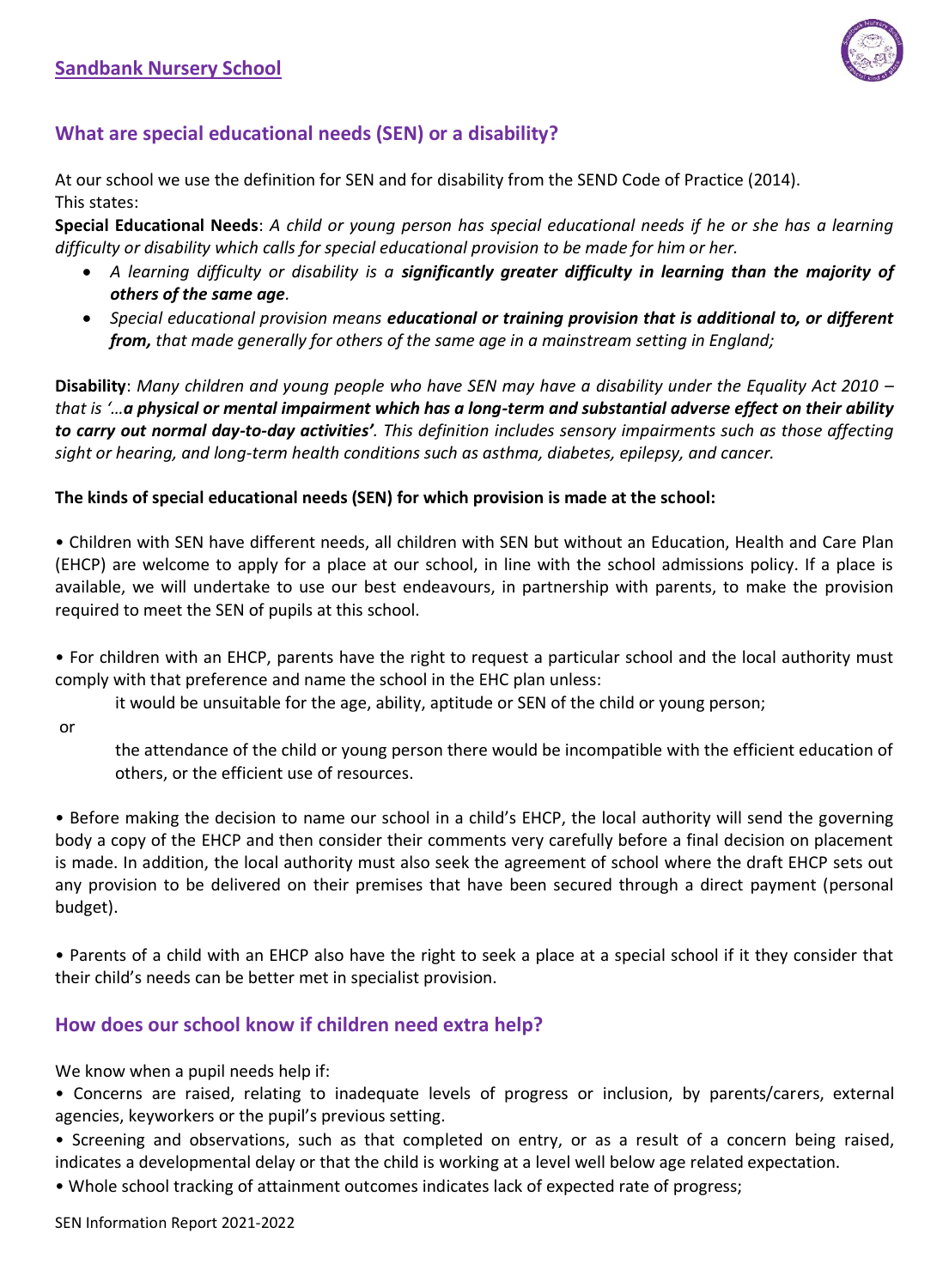## Sandbank Nursery School

## What are special educational needs (SEN) or a disability?

At our school we use the definition for SEN and for disability from the SEND Code of Practice (2014). This states:

**Special Educational Needs**: *A child or young person has special educational needs if he or she has a learning difficulty or disability which calls for special educational provision to be made for him or her.*

- *A learning difficulty or disability is a* ***significantly greater difficulty in learning than the majority of others of the same age****.*
- *Special educational provision means* ***educational or training provision that is additional to, or different from,*** *that made generally for others of the same age in a mainstream setting in England;*

**Disability**: *Many children and young people who have SEN may have a disability under the Equality Act 2010 – that is '…****a physical or mental impairment which has a long-term and substantial adverse effect on their ability to carry out normal day-to-day activities'****. This definition includes sensory impairments such as those affecting sight or hearing, and long-term health conditions such as asthma, diabetes, epilepsy, and cancer.*

**The kinds of special educational needs (SEN) for which provision is made at the school:**

• Children with SEN have different needs, all children with SEN but without an Education, Health and Care Plan (EHCP) are welcome to apply for a place at our school, in line with the school admissions policy. If a place is available, we will undertake to use our best endeavours, in partnership with parents, to make the provision required to meet the SEN of pupils at this school.

• For children with an EHCP, parents have the right to request a particular school and the local authority must comply with that preference and name the school in the EHC plan unless:

it would be unsuitable for the age, ability, aptitude or SEN of the child or young person;

or

the attendance of the child or young person there would be incompatible with the efficient education of others, or the efficient use of resources.

• Before making the decision to name our school in a child's EHCP, the local authority will send the governing body a copy of the EHCP and then consider their comments very carefully before a final decision on placement is made. In addition, the local authority must also seek the agreement of school where the draft EHCP sets out any provision to be delivered on their premises that have been secured through a direct payment (personal budget).

• Parents of a child with an EHCP also have the right to seek a place at a special school if it they consider that their child's needs can be better met in specialist provision.

## How does our school know if children need extra help?

We know when a pupil needs help if:

• Concerns are raised, relating to inadequate levels of progress or inclusion, by parents/carers, external agencies, keyworkers or the pupil's previous setting.

• Screening and observations, such as that completed on entry, or as a result of a concern being raised, indicates a developmental delay or that the child is working at a level well below age related expectation.

• Whole school tracking of attainment outcomes indicates lack of expected rate of progress;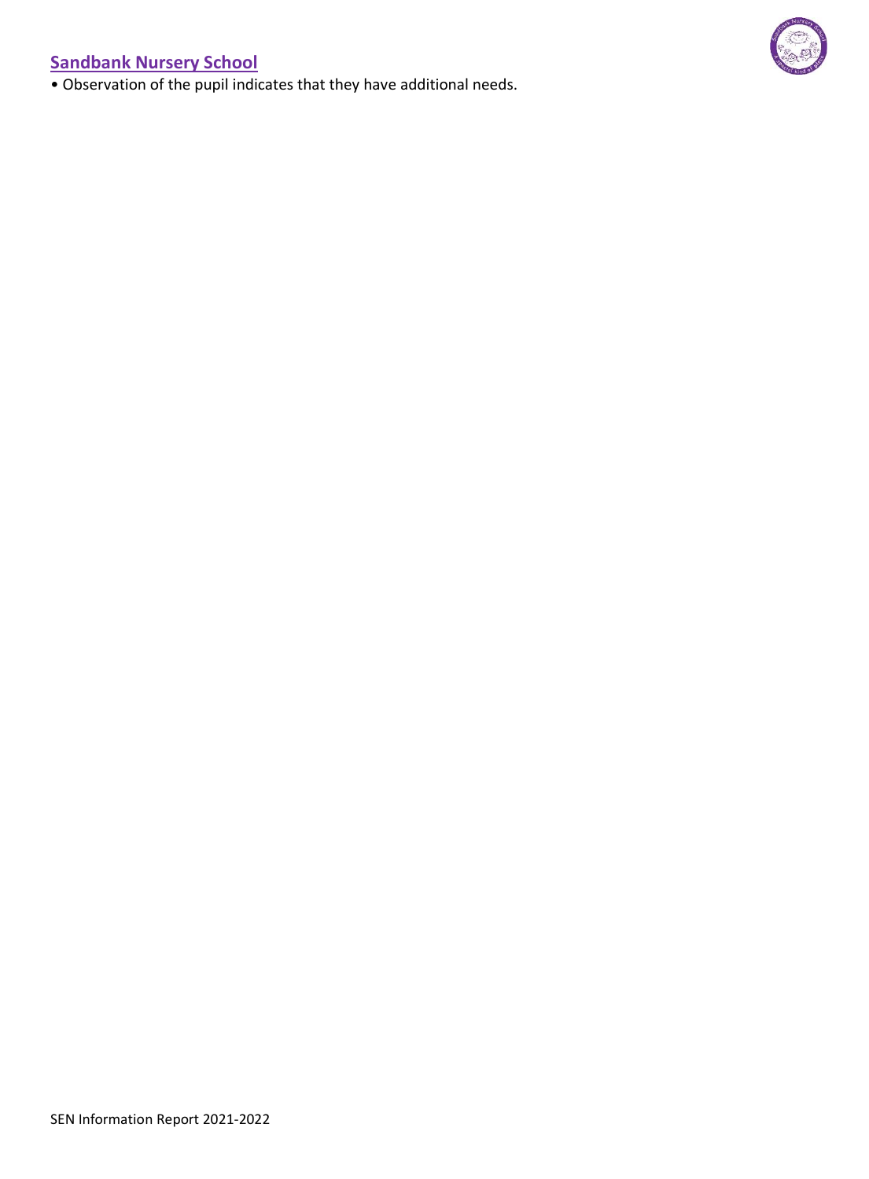• Observation of the pupil indicates that they have additional needs.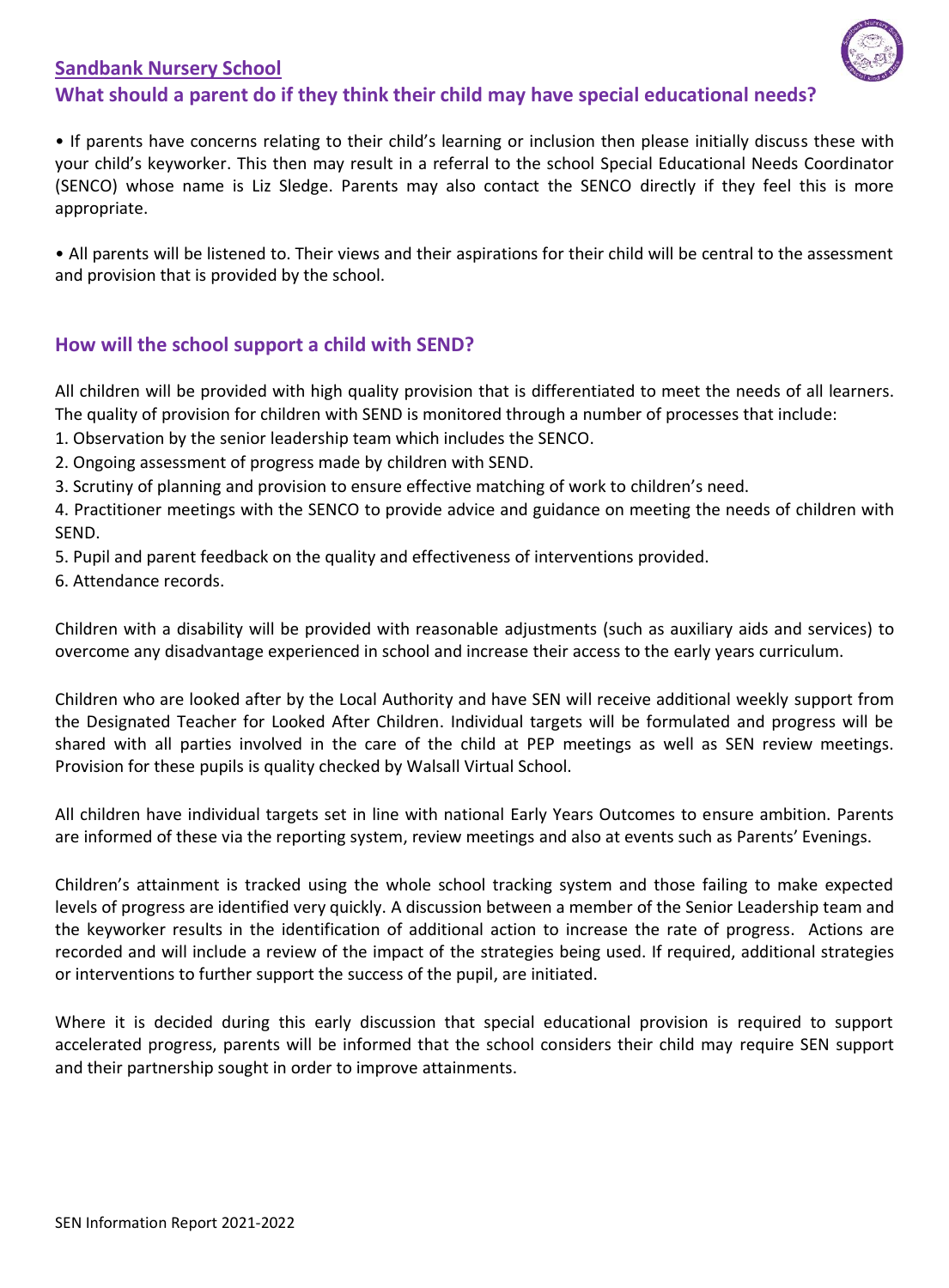## Sandbank Nursery School

### What should a parent do if they think their child may have special educational needs?

• If parents have concerns relating to their child's learning or inclusion then please initially discuss these with your child's keyworker. This then may result in a referral to the school Special Educational Needs Coordinator (SENCO) whose name is Liz Sledge. Parents may also contact the SENCO directly if they feel this is more appropriate.

• All parents will be listened to. Their views and their aspirations for their child will be central to the assessment and provision that is provided by the school.

### How will the school support a child with SEND?

All children will be provided with high quality provision that is differentiated to meet the needs of all learners. The quality of provision for children with SEND is monitored through a number of processes that include:

1. Observation by the senior leadership team which includes the SENCO.
2. Ongoing assessment of progress made by children with SEND.
3. Scrutiny of planning and provision to ensure effective matching of work to children's need.
4. Practitioner meetings with the SENCO to provide advice and guidance on meeting the needs of children with SEND.
5. Pupil and parent feedback on the quality and effectiveness of interventions provided.
6. Attendance records.

Children with a disability will be provided with reasonable adjustments (such as auxiliary aids and services) to overcome any disadvantage experienced in school and increase their access to the early years curriculum.

Children who are looked after by the Local Authority and have SEN will receive additional weekly support from the Designated Teacher for Looked After Children. Individual targets will be formulated and progress will be shared with all parties involved in the care of the child at PEP meetings as well as SEN review meetings. Provision for these pupils is quality checked by Walsall Virtual School.

All children have individual targets set in line with national Early Years Outcomes to ensure ambition. Parents are informed of these via the reporting system, review meetings and also at events such as Parents' Evenings.

Children's attainment is tracked using the whole school tracking system and those failing to make expected levels of progress are identified very quickly. A discussion between a member of the Senior Leadership team and the keyworker results in the identification of additional action to increase the rate of progress. Actions are recorded and will include a review of the impact of the strategies being used. If required, additional strategies or interventions to further support the success of the pupil, are initiated.

Where it is decided during this early discussion that special educational provision is required to support accelerated progress, parents will be informed that the school considers their child may require SEN support and their partnership sought in order to improve attainments.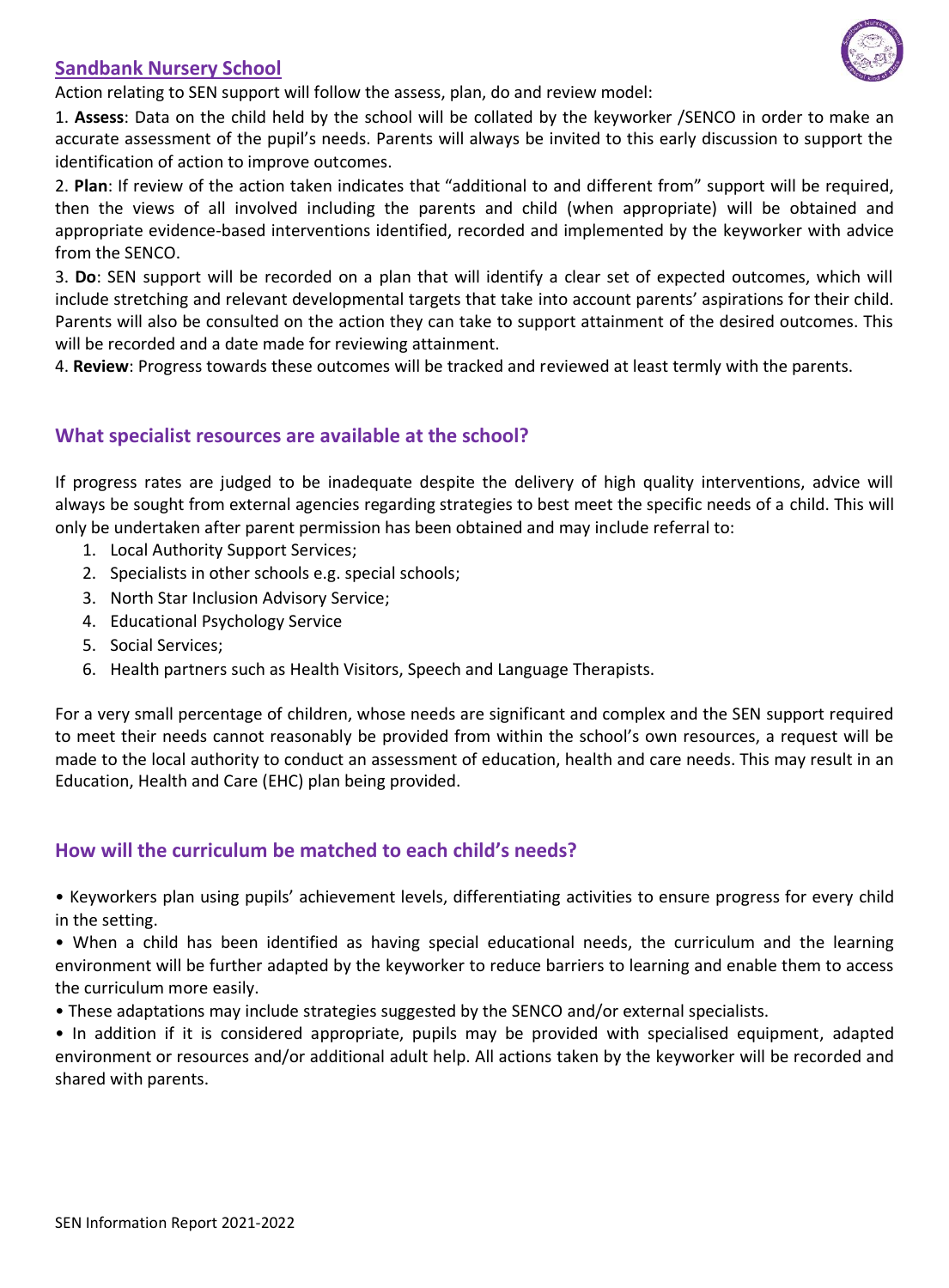## Sandbank Nursery School

Action relating to SEN support will follow the assess, plan, do and review model:

1. **Assess**: Data on the child held by the school will be collated by the keyworker /SENCO in order to make an accurate assessment of the pupil's needs. Parents will always be invited to this early discussion to support the identification of action to improve outcomes.
2. **Plan**: If review of the action taken indicates that "additional to and different from" support will be required, then the views of all involved including the parents and child (when appropriate) will be obtained and appropriate evidence-based interventions identified, recorded and implemented by the keyworker with advice from the SENCO.
3. **Do**: SEN support will be recorded on a plan that will identify a clear set of expected outcomes, which will include stretching and relevant developmental targets that take into account parents' aspirations for their child. Parents will also be consulted on the action they can take to support attainment of the desired outcomes. This will be recorded and a date made for reviewing attainment.
4. **Review**: Progress towards these outcomes will be tracked and reviewed at least termly with the parents.

## What specialist resources are available at the school?

If progress rates are judged to be inadequate despite the delivery of high quality interventions, advice will always be sought from external agencies regarding strategies to best meet the specific needs of a child. This will only be undertaken after parent permission has been obtained and may include referral to:

1. Local Authority Support Services;
2. Specialists in other schools e.g. special schools;
3. North Star Inclusion Advisory Service;
4. Educational Psychology Service
5. Social Services;
6. Health partners such as Health Visitors, Speech and Language Therapists.

For a very small percentage of children, whose needs are significant and complex and the SEN support required to meet their needs cannot reasonably be provided from within the school's own resources, a request will be made to the local authority to conduct an assessment of education, health and care needs. This may result in an Education, Health and Care (EHC) plan being provided.

## How will the curriculum be matched to each child's needs?

- Keyworkers plan using pupils' achievement levels, differentiating activities to ensure progress for every child in the setting.
- When a child has been identified as having special educational needs, the curriculum and the learning environment will be further adapted by the keyworker to reduce barriers to learning and enable them to access the curriculum more easily.
- These adaptations may include strategies suggested by the SENCO and/or external specialists.
- In addition if it is considered appropriate, pupils may be provided with specialised equipment, adapted environment or resources and/or additional adult help. All actions taken by the keyworker will be recorded and shared with parents.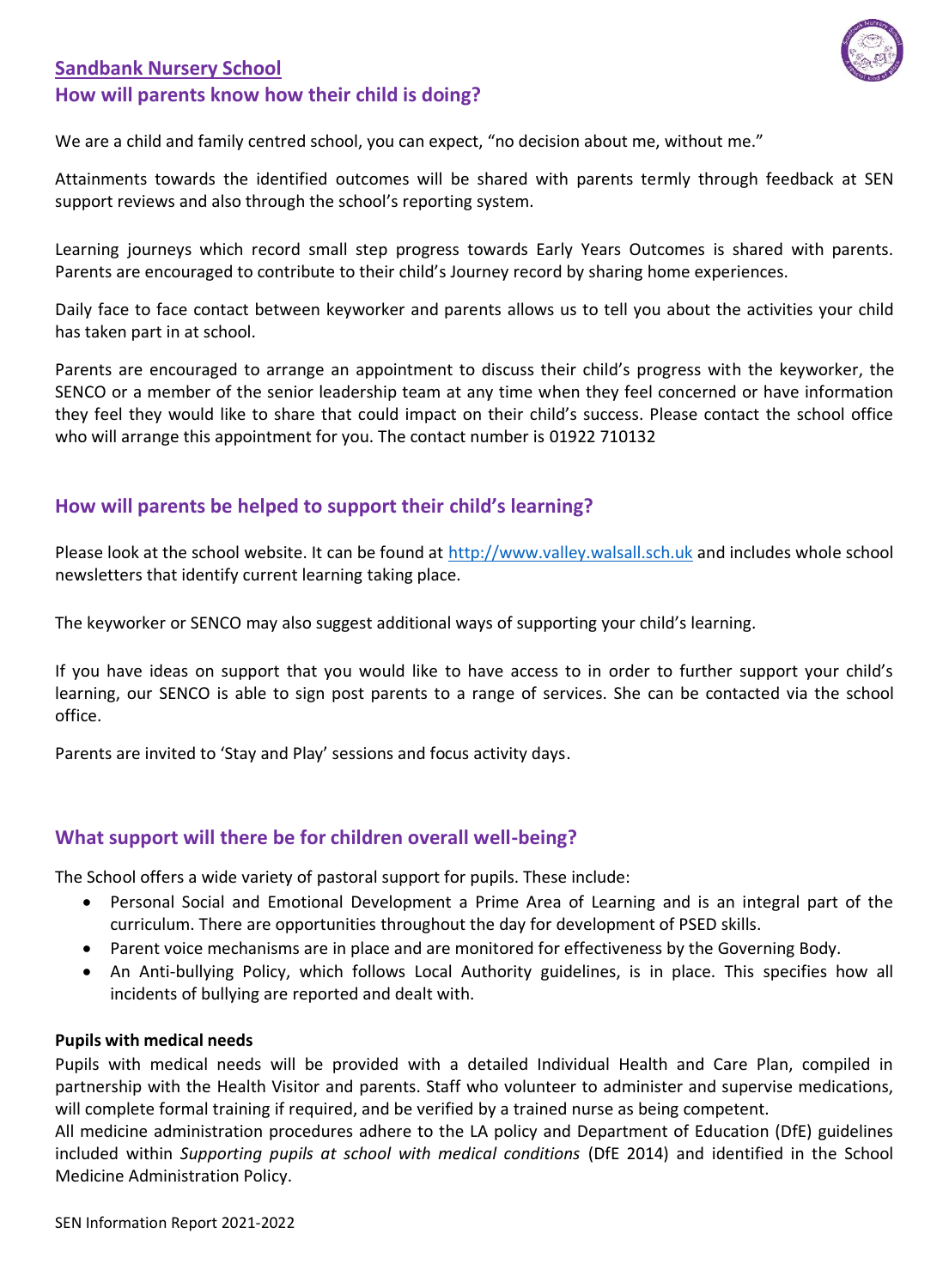## Sandbank Nursery School

## How will parents know how their child is doing?

We are a child and family centred school, you can expect, "no decision about me, without me."

Attainments towards the identified outcomes will be shared with parents termly through feedback at SEN support reviews and also through the school's reporting system.

Learning journeys which record small step progress towards Early Years Outcomes is shared with parents. Parents are encouraged to contribute to their child's Journey record by sharing home experiences.

Daily face to face contact between keyworker and parents allows us to tell you about the activities your child has taken part in at school.

Parents are encouraged to arrange an appointment to discuss their child's progress with the keyworker, the SENCO or a member of the senior leadership team at any time when they feel concerned or have information they feel they would like to share that could impact on their child's success. Please contact the school office who will arrange this appointment for you. The contact number is 01922 710132

## How will parents be helped to support their child's learning?

Please look at the school website. It can be found at [http://www.valley.walsall.sch.uk](http://www.valley.walsall.sch.uk) and includes whole school newsletters that identify current learning taking place.

The keyworker or SENCO may also suggest additional ways of supporting your child's learning.

If you have ideas on support that you would like to have access to in order to further support your child's learning, our SENCO is able to sign post parents to a range of services. She can be contacted via the school office.

Parents are invited to 'Stay and Play' sessions and focus activity days.

## What support will there be for children overall well-being?

The School offers a wide variety of pastoral support for pupils. These include:

- Personal Social and Emotional Development a Prime Area of Learning and is an integral part of the curriculum. There are opportunities throughout the day for development of PSED skills.
- Parent voice mechanisms are in place and are monitored for effectiveness by the Governing Body.
- An Anti-bullying Policy, which follows Local Authority guidelines, is in place. This specifies how all incidents of bullying are reported and dealt with.

**Pupils with medical needs**

Pupils with medical needs will be provided with a detailed Individual Health and Care Plan, compiled in partnership with the Health Visitor and parents. Staff who volunteer to administer and supervise medications, will complete formal training if required, and be verified by a trained nurse as being competent.

All medicine administration procedures adhere to the LA policy and Department of Education (DfE) guidelines included within *Supporting pupils at school with medical conditions* (DfE 2014) and identified in the School Medicine Administration Policy.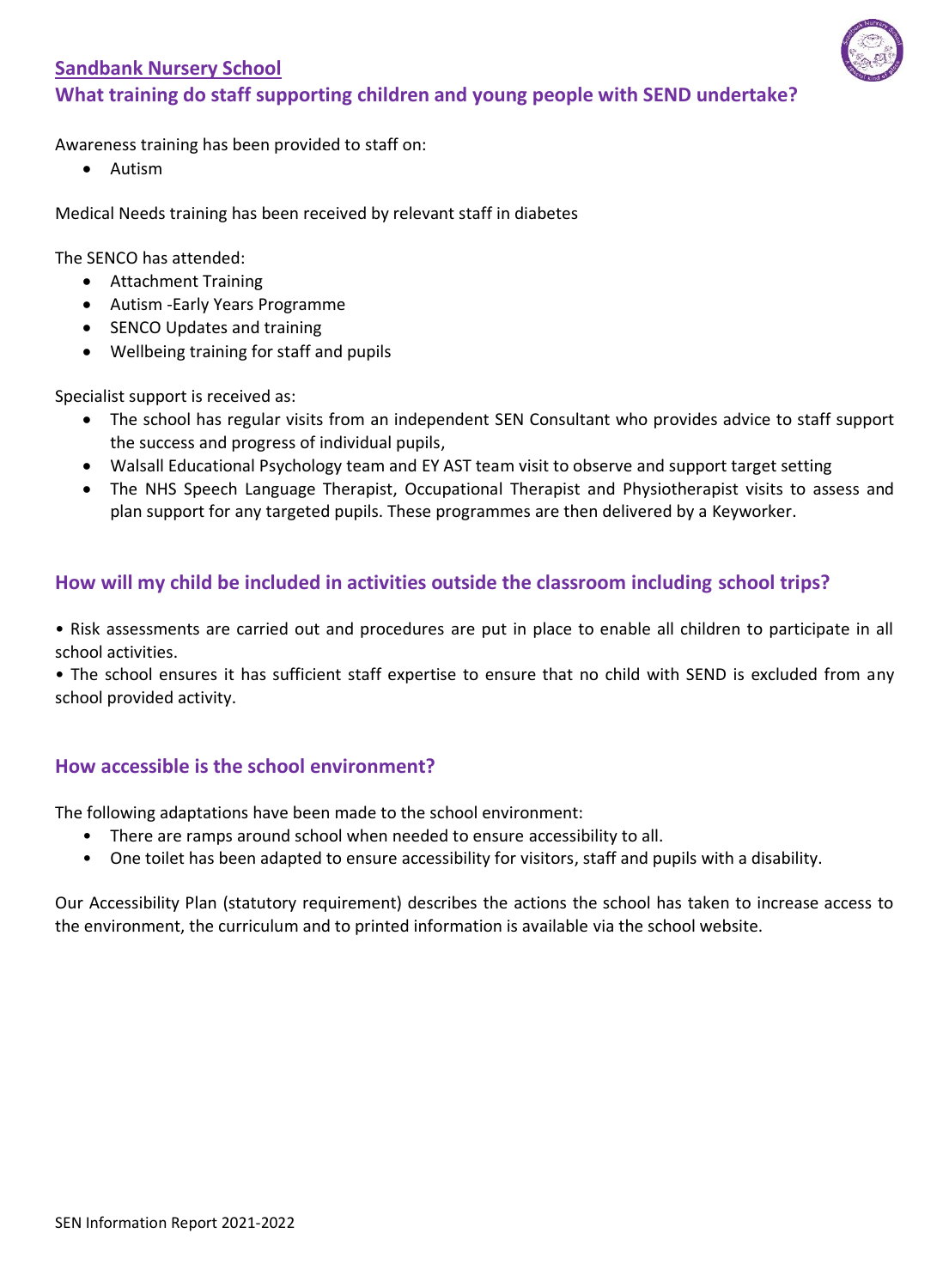## Sandbank Nursery School

### What training do staff supporting children and young people with SEND undertake?

Awareness training has been provided to staff on:

- Autism

Medical Needs training has been received by relevant staff in diabetes

The SENCO has attended:

- Attachment Training
- Autism -Early Years Programme
- SENCO Updates and training
- Wellbeing training for staff and pupils

Specialist support is received as:

- The school has regular visits from an independent SEN Consultant who provides advice to staff support the success and progress of individual pupils,
- Walsall Educational Psychology team and EY AST team visit to observe and support target setting
- The NHS Speech Language Therapist, Occupational Therapist and Physiotherapist visits to assess and plan support for any targeted pupils. These programmes are then delivered by a Keyworker.

### How will my child be included in activities outside the classroom including school trips?

- Risk assessments are carried out and procedures are put in place to enable all children to participate in all school activities.
- The school ensures it has sufficient staff expertise to ensure that no child with SEND is excluded from any school provided activity.

### How accessible is the school environment?

The following adaptations have been made to the school environment:

- There are ramps around school when needed to ensure accessibility to all.
- One toilet has been adapted to ensure accessibility for visitors, staff and pupils with a disability.

Our Accessibility Plan (statutory requirement) describes the actions the school has taken to increase access to the environment, the curriculum and to printed information is available via the school website.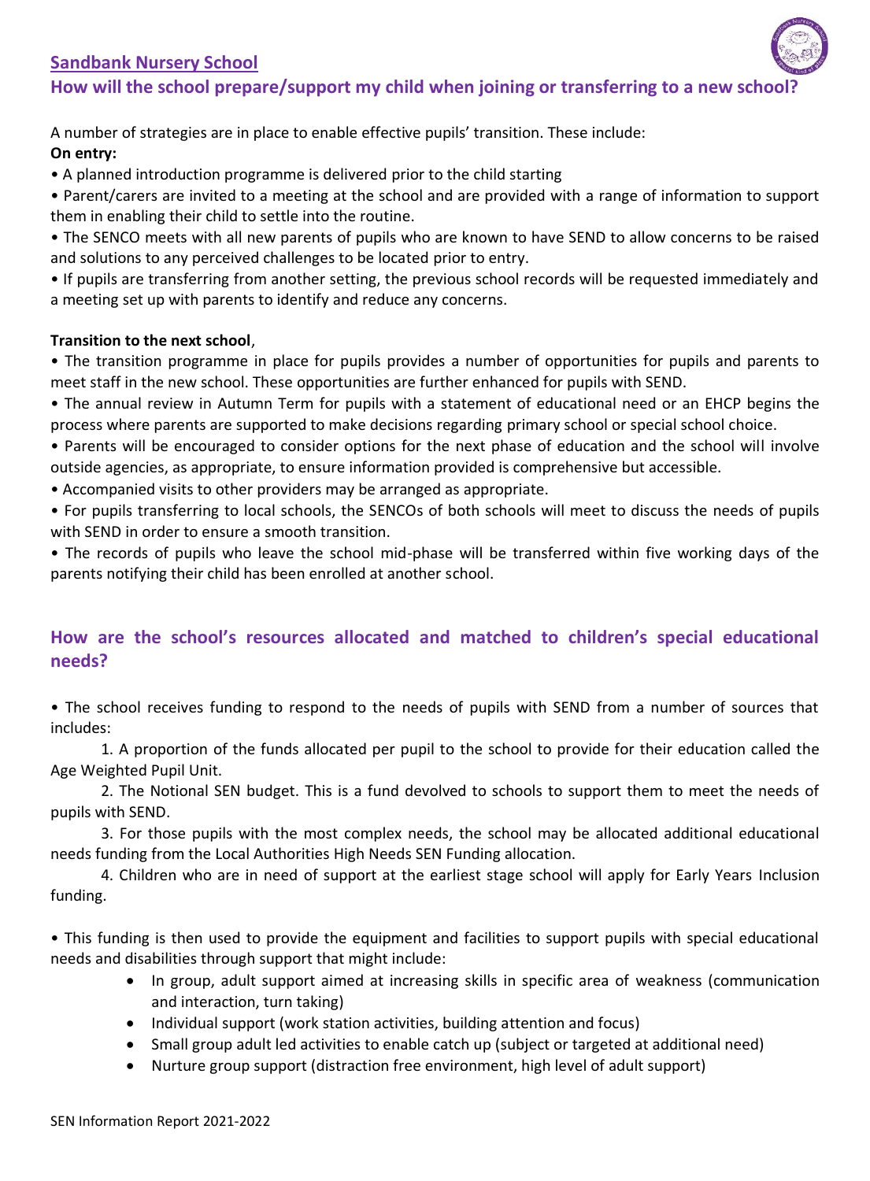## Sandbank Nursery School

### How will the school prepare/support my child when joining or transferring to a new school?

A number of strategies are in place to enable effective pupils' transition. These include:

**On entry:**

• A planned introduction programme is delivered prior to the child starting

• Parent/carers are invited to a meeting at the school and are provided with a range of information to support them in enabling their child to settle into the routine.

• The SENCO meets with all new parents of pupils who are known to have SEND to allow concerns to be raised and solutions to any perceived challenges to be located prior to entry.

• If pupils are transferring from another setting, the previous school records will be requested immediately and a meeting set up with parents to identify and reduce any concerns.

**Transition to the next school**,

• The transition programme in place for pupils provides a number of opportunities for pupils and parents to meet staff in the new school. These opportunities are further enhanced for pupils with SEND.

• The annual review in Autumn Term for pupils with a statement of educational need or an EHCP begins the process where parents are supported to make decisions regarding primary school or special school choice.

• Parents will be encouraged to consider options for the next phase of education and the school will involve outside agencies, as appropriate, to ensure information provided is comprehensive but accessible.

• Accompanied visits to other providers may be arranged as appropriate.

• For pupils transferring to local schools, the SENCOs of both schools will meet to discuss the needs of pupils with SEND in order to ensure a smooth transition.

• The records of pupils who leave the school mid-phase will be transferred within five working days of the parents notifying their child has been enrolled at another school.

### How are the school's resources allocated and matched to children's special educational needs?

• The school receives funding to respond to the needs of pupils with SEND from a number of sources that includes:

1. A proportion of the funds allocated per pupil to the school to provide for their education called the Age Weighted Pupil Unit.
2. The Notional SEN budget. This is a fund devolved to schools to support them to meet the needs of pupils with SEND.
3. For those pupils with the most complex needs, the school may be allocated additional educational needs funding from the Local Authorities High Needs SEN Funding allocation.
4. Children who are in need of support at the earliest stage school will apply for Early Years Inclusion funding.

• This funding is then used to provide the equipment and facilities to support pupils with special educational needs and disabilities through support that might include:

- In group, adult support aimed at increasing skills in specific area of weakness (communication and interaction, turn taking)
- Individual support (work station activities, building attention and focus)
- Small group adult led activities to enable catch up (subject or targeted at additional need)
- Nurture group support (distraction free environment, high level of adult support)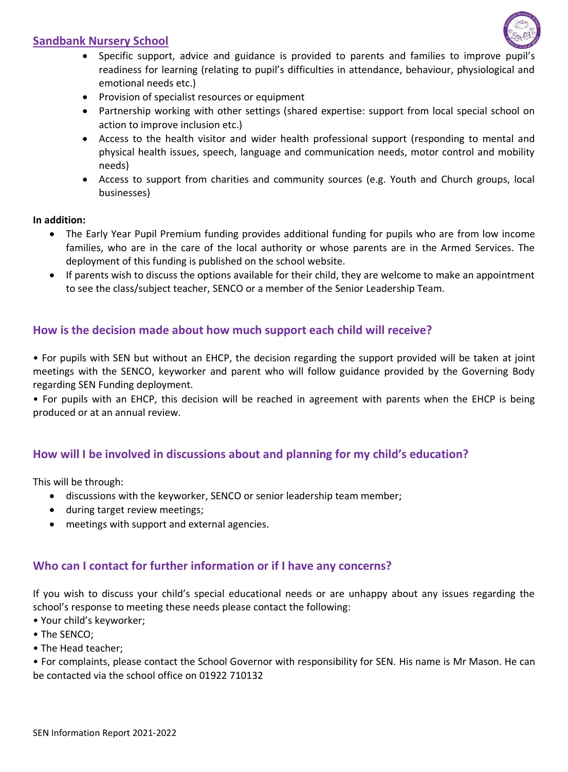- Specific support, advice and guidance is provided to parents and families to improve pupil's readiness for learning (relating to pupil's difficulties in attendance, behaviour, physiological and emotional needs etc.)
- Provision of specialist resources or equipment
- Partnership working with other settings (shared expertise: support from local special school on action to improve inclusion etc.)
- Access to the health visitor and wider health professional support (responding to mental and physical health issues, speech, language and communication needs, motor control and mobility needs)
- Access to support from charities and community sources (e.g. Youth and Church groups, local businesses)

**In addition:**

- The Early Year Pupil Premium funding provides additional funding for pupils who are from low income families, who are in the care of the local authority or whose parents are in the Armed Services. The deployment of this funding is published on the school website.
- If parents wish to discuss the options available for their child, they are welcome to make an appointment to see the class/subject teacher, SENCO or a member of the Senior Leadership Team.

## How is the decision made about how much support each child will receive?

• For pupils with SEN but without an EHCP, the decision regarding the support provided will be taken at joint meetings with the SENCO, keyworker and parent who will follow guidance provided by the Governing Body regarding SEN Funding deployment.

• For pupils with an EHCP, this decision will be reached in agreement with parents when the EHCP is being produced or at an annual review.

## How will I be involved in discussions about and planning for my child's education?

This will be through:

- discussions with the keyworker, SENCO or senior leadership team member;
- during target review meetings;
- meetings with support and external agencies.

## Who can I contact for further information or if I have any concerns?

If you wish to discuss your child's special educational needs or are unhappy about any issues regarding the school's response to meeting these needs please contact the following:

• Your child's keyworker;
• The SENCO;
• The Head teacher;
• For complaints, please contact the School Governor with responsibility for SEN. His name is Mr Mason. He can be contacted via the school office on 01922 710132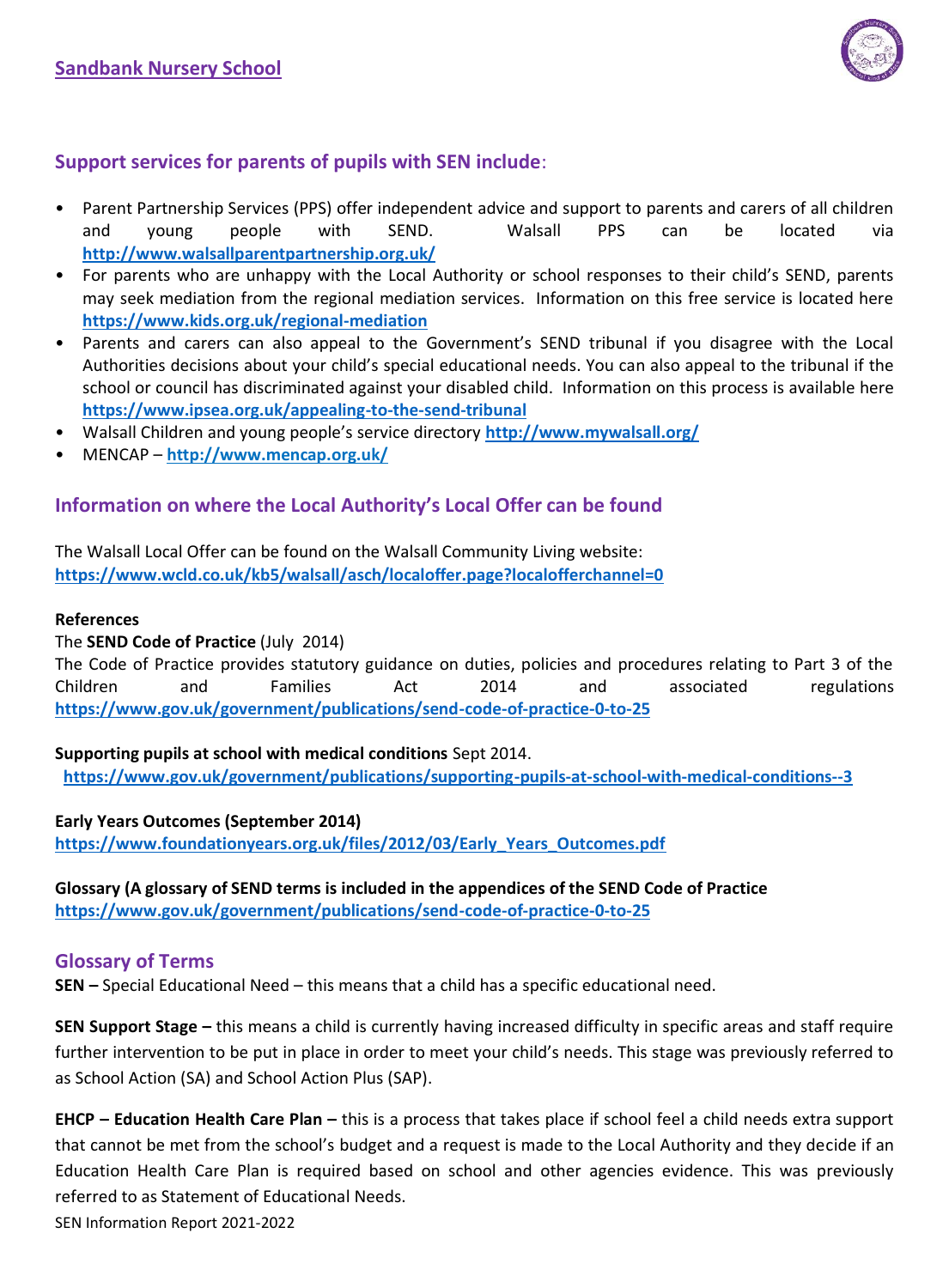## Support services for parents of pupils with SEN include:

- Parent Partnership Services (PPS) offer independent advice and support to parents and carers of all children and young people with SEND. Walsall PPS can be located via **http://www.walsallparentpartnership.org.uk/**
- For parents who are unhappy with the Local Authority or school responses to their child's SEND, parents may seek mediation from the regional mediation services. Information on this free service is located here **https://www.kids.org.uk/regional-mediation**
- Parents and carers can also appeal to the Government's SEND tribunal if you disagree with the Local Authorities decisions about your child's special educational needs. You can also appeal to the tribunal if the school or council has discriminated against your disabled child. Information on this process is available here **https://www.ipsea.org.uk/appealing-to-the-send-tribunal**
- Walsall Children and young people's service directory **http://www.mywalsall.org/**
- MENCAP – **http://www.mencap.org.uk/**

## Information on where the Local Authority's Local Offer can be found

The Walsall Local Offer can be found on the Walsall Community Living website:
**https://www.wcld.co.uk/kb5/walsall/asch/localoffer.page?localofferchannel=0**

**References**

The **SEND Code of Practice** (July 2014)

The Code of Practice provides statutory guidance on duties, policies and procedures relating to Part 3 of the Children and Families Act 2014 and associated regulations **https://www.gov.uk/government/publications/send-code-of-practice-0-to-25**

**Supporting pupils at school with medical conditions** Sept 2014.
**https://www.gov.uk/government/publications/supporting-pupils-at-school-with-medical-conditions--3**

**Early Years Outcomes (September 2014)**
**https://www.foundationyears.org.uk/files/2012/03/Early_Years_Outcomes.pdf**

**Glossary (A glossary of SEND terms is included in the appendices of the SEND Code of Practice**
**https://www.gov.uk/government/publications/send-code-of-practice-0-to-25**

## Glossary of Terms

**SEN –** Special Educational Need – this means that a child has a specific educational need.

**SEN Support Stage –** this means a child is currently having increased difficulty in specific areas and staff require further intervention to be put in place in order to meet your child's needs. This stage was previously referred to as School Action (SA) and School Action Plus (SAP).

**EHCP – Education Health Care Plan –** this is a process that takes place if school feel a child needs extra support that cannot be met from the school's budget and a request is made to the Local Authority and they decide if an Education Health Care Plan is required based on school and other agencies evidence. This was previously referred to as Statement of Educational Needs.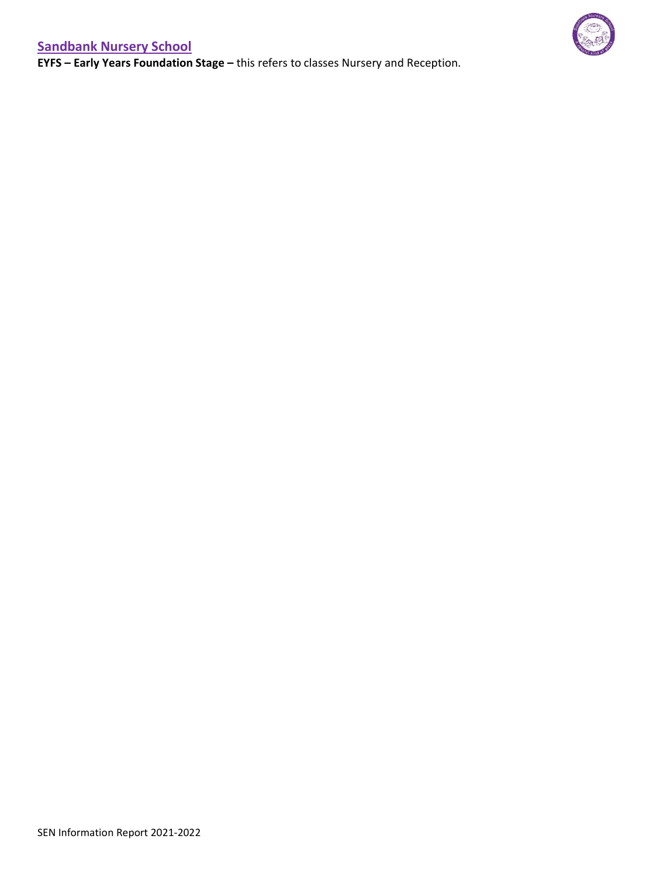**EYFS – Early Years Foundation Stage –** this refers to classes Nursery and Reception.